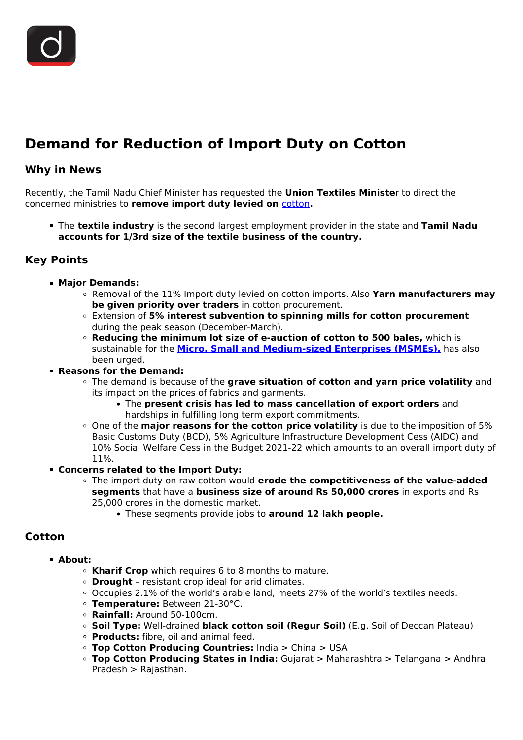# Demand for Reduction of Import Duty on Cotton

## Why in News

Recently, the Tamil Nadu Chief Minister has requested the **Union Textiles Ministe**r to direct the concerned ministries to **remove import duty levied on** cotton**.**

- The **textile industry** is the second largest employment provider in the state and **Tamil Nadu accounts for 1/3rd size of the textile business of the country.**

## Key Points

- **Major Demands:**
  - Removal of the 11% Import duty levied on cotton imports. Also **Yarn manufacturers may be given priority over traders** in cotton procurement.
  - Extension of **5% interest subvention to spinning mills for cotton procurement** during the peak season (December-March).
  - **Reducing the minimum lot size of e-auction of cotton to 500 bales,** which is sustainable for the **Micro, Small and Medium-sized Enterprises (MSMEs),** has also been urged.
- **Reasons for the Demand:**
  - The demand is because of the **grave situation of cotton and yarn price volatility** and its impact on the prices of fabrics and garments.
    - The **present crisis has led to mass cancellation of export orders** and hardships in fulfilling long term export commitments.
  - One of the **major reasons for the cotton price volatility** is due to the imposition of 5% Basic Customs Duty (BCD), 5% Agriculture Infrastructure Development Cess (AIDC) and 10% Social Welfare Cess in the Budget 2021-22 which amounts to an overall import duty of 11%.
- **Concerns related to the Import Duty:**
  - The import duty on raw cotton would **erode the competitiveness of the value-added segments** that have a **business size of around Rs 50,000 crores** in exports and Rs 25,000 crores in the domestic market.
    - These segments provide jobs to **around 12 lakh people.**

## Cotton

- **About:**
  - **Kharif Crop** which requires 6 to 8 months to mature.
  - **Drought** – resistant crop ideal for arid climates.
  - Occupies 2.1% of the world's arable land, meets 27% of the world's textiles needs.
  - **Temperature:** Between 21-30°C.
  - **Rainfall:** Around 50-100cm.
  - **Soil Type:** Well-drained **black cotton soil (Regur Soil)** (E.g. Soil of Deccan Plateau)
  - **Products:** fibre, oil and animal feed.
  - **Top Cotton Producing Countries:** India > China > USA
  - **Top Cotton Producing States in India:** Gujarat > Maharashtra > Telangana > Andhra Pradesh > Rajasthan.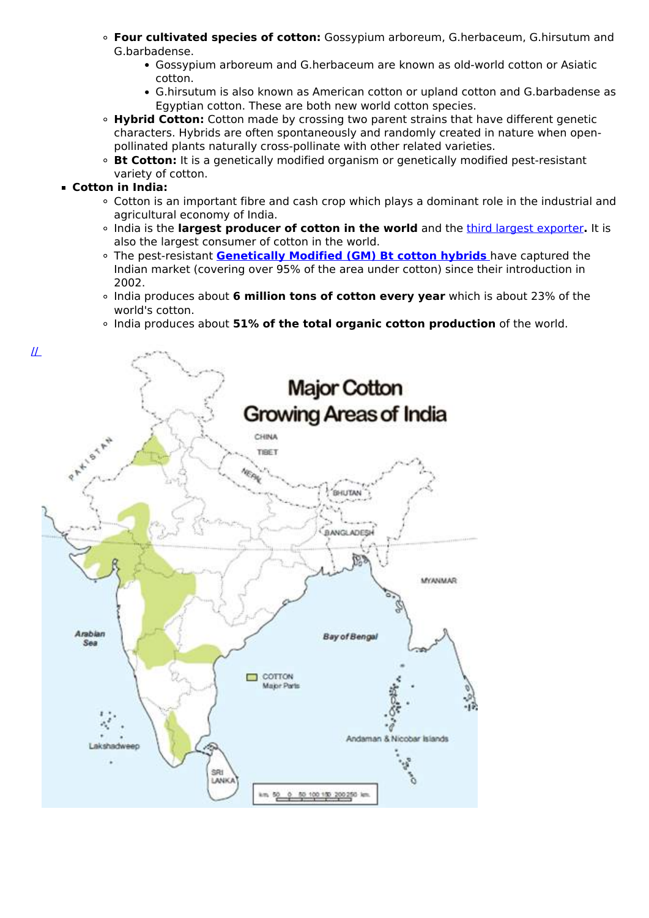- **Four cultivated species of cotton:** Gossypium arboreum, G.herbaceum, G.hirsutum and G.barbadense.
  - Gossypium arboreum and G.herbaceum are known as old-world cotton or Asiatic cotton.
  - G.hirsutum is also known as American cotton or upland cotton and G.barbadense as Egyptian cotton. These are both new world cotton species.
- **Hybrid Cotton:** Cotton made by crossing two parent strains that have different genetic characters. Hybrids are often spontaneously and randomly created in nature when open-pollinated plants naturally cross-pollinate with other related varieties.
- **Bt Cotton:** It is a genetically modified organism or genetically modified pest-resistant variety of cotton.

- **Cotton in India:**
  - Cotton is an important fibre and cash crop which plays a dominant role in the industrial and agricultural economy of India.
  - India is the **largest producer of cotton in the world** and the third largest exporter**.** It is also the largest consumer of cotton in the world.
  - The pest-resistant **Genetically Modified (GM) Bt cotton hybrids** have captured the Indian market (covering over 95% of the area under cotton) since their introduction in 2002.
  - India produces about **6 million tons of cotton every year** which is about 23% of the world's cotton.
  - India produces about **51% of the total organic cotton production** of the world.

//

Major Cotton Growing Areas of India

CHINA
TIBET
PAKISTAN
NEPAL
BHUTAN
BANGLADESH
MYANMAR
Arabian Sea
Bay of Bengal
COTTON
Major Parts
Lakshadweep
SRI LANKA
Andaman & Nicobar Islands
km 50 0 50 100 150 200 250 km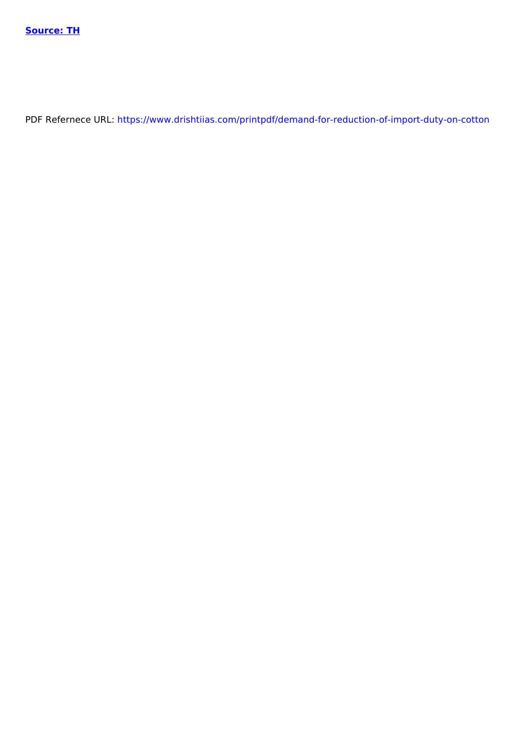**Source: TH**

PDF Refernece URL: https://www.drishtiias.com/printpdf/demand-for-reduction-of-import-duty-on-cotton